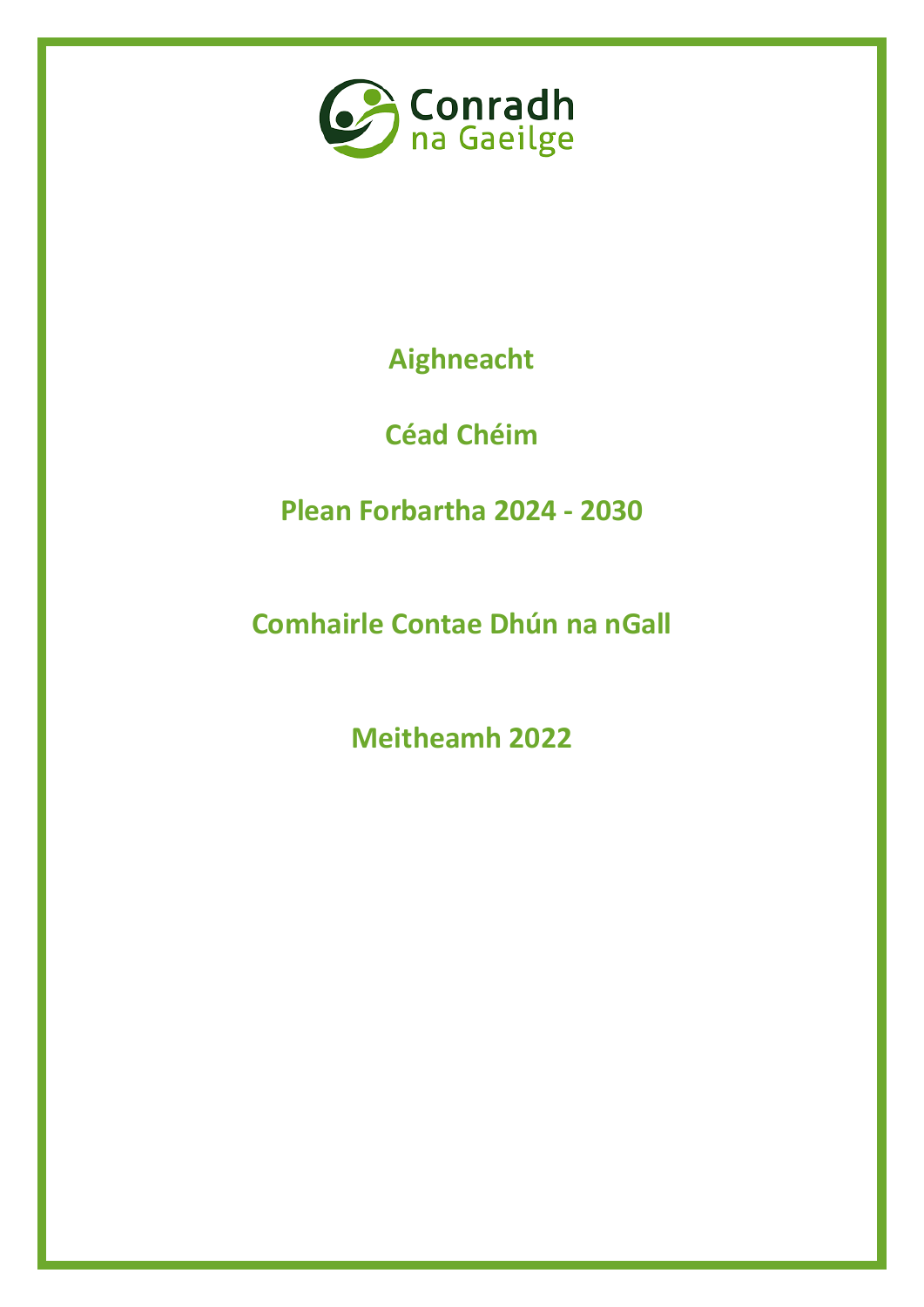Conradh na Gaeilge

**Aighneacht**

**Céad Chéim**

**Plean Forbartha 2024 - 2030**

**Comhairle Contae Dhún na nGall**

**Meitheamh 2022**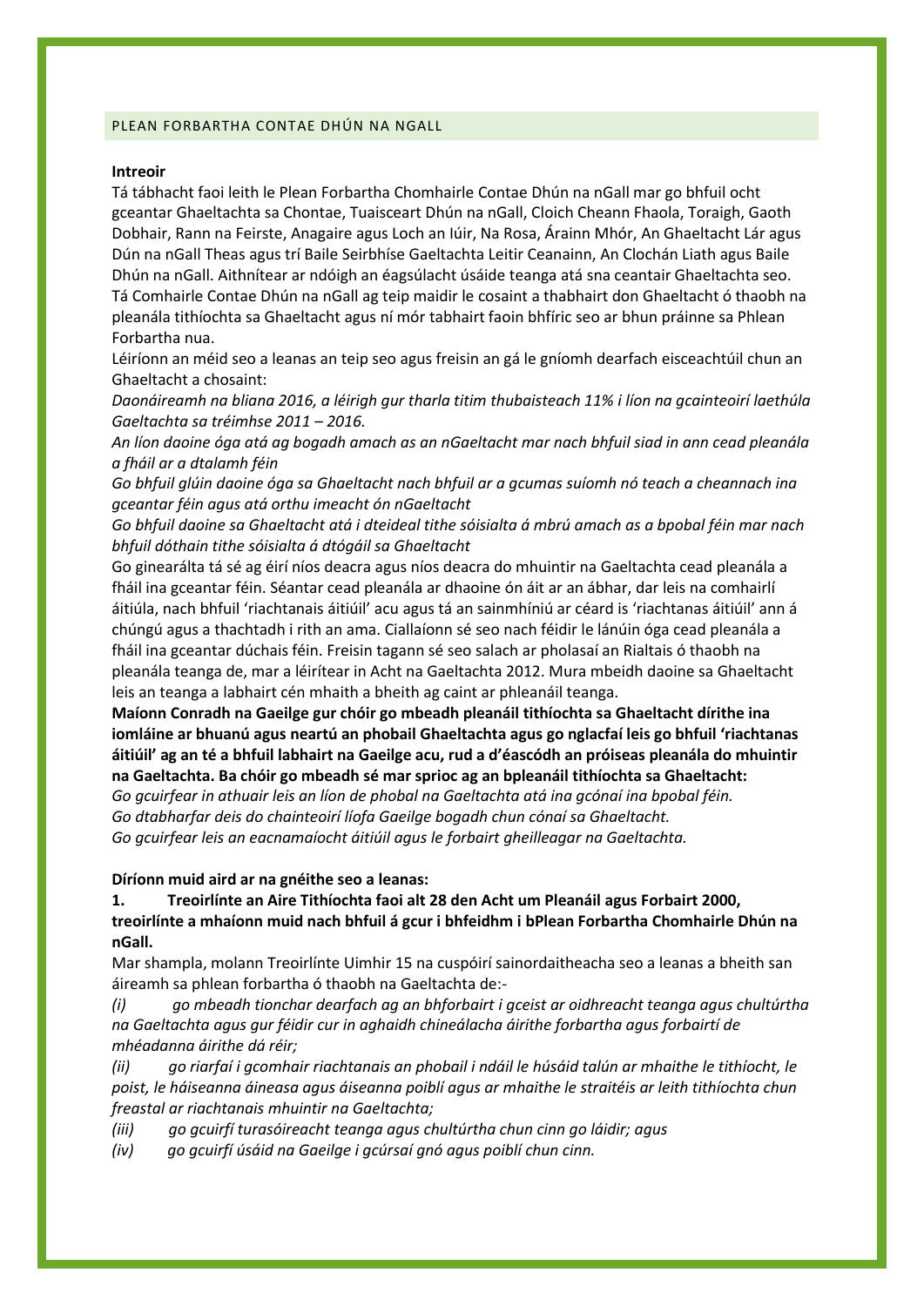## PLEAN FORBARTHA CONTAE DHÚN NA NGALL

**Intreoir**

Tá tábhacht faoi leith le Plean Forbartha Chomhairle Contae Dhún na nGall mar go bhfuil ocht gceantar Ghaeltachta sa Chontae, Tuaisceart Dhún na nGall, Cloich Cheann Fhaola, Toraigh, Gaoth Dobhair, Rann na Feirste, Anagaire agus Loch an Iúir, Na Rosa, Árainn Mhór, An Ghaeltacht Lár agus Dún na nGall Theas agus trí Baile Seirbhíse Gaeltachta Leitir Ceanainn, An Clochán Liath agus Baile Dhún na nGall. Aithnítear ar ndóigh an éagsúlacht úsáide teanga atá sna ceantair Ghaeltachta seo. Tá Comhairle Contae Dhún na nGall ag teip maidir le cosaint a thabhairt don Ghaeltacht ó thaobh na pleanála tithíochta sa Ghaeltacht agus ní mór tabhairt faoin bhfíric seo ar bhun práinne sa Phlean Forbartha nua.

Léiríonn an méid seo a leanas an teip seo agus freisin an gá le gníomh dearfach eisceachtúil chun an Ghaeltacht a chosaint:

*Daonáireamh na bliana 2016, a léirigh gur tharla titim thubaisteach 11% i líon na gcainteoirí laethúla Gaeltachta sa tréimhse 2011 – 2016.*

*An líon daoine óga atá ag bogadh amach as an nGaeltacht mar nach bhfuil siad in ann cead pleanála a fháil ar a dtalamh féin*

*Go bhfuil glúin daoine óga sa Ghaeltacht nach bhfuil ar a gcumas suíomh nó teach a cheannach ina gceantar féin agus atá orthu imeacht ón nGaeltacht*

*Go bhfuil daoine sa Ghaeltacht atá i dteideal tithe sóisialta á mbrú amach as a bpobal féin mar nach bhfuil dóthain tithe sóisialta á dtógáil sa Ghaeltacht*

Go ginearálta tá sé ag éirí níos deacra agus níos deacra do mhuintir na Gaeltachta cead pleanála a fháil ina gceantar féin. Séantar cead pleanála ar dhaoine ón áit ar an ábhar, dar leis na comhairlí áitiúla, nach bhfuil 'riachtanais áitiúil' acu agus tá an sainmhíniú ar céard is 'riachtanas áitiúil' ann á chúngú agus a thachtadh i rith an ama. Ciallaíonn sé seo nach féidir le lánúin óga cead pleanála a fháil ina gceantar dúchais féin. Freisin tagann sé seo salach ar pholasaí an Rialtais ó thaobh na pleanála teanga de, mar a léirítear in Acht na Gaeltachta 2012. Mura mbeidh daoine sa Ghaeltacht leis an teanga a labhairt cén mhaith a bheith ag caint ar phleanáil teanga.

**Maíonn Conradh na Gaeilge gur chóir go mbeadh pleanáil tithíochta sa Ghaeltacht dírithe ina iomláine ar bhuanú agus neartú an phobail Ghaeltachta agus go nglacfaí leis go bhfuil 'riachtanas áitiúil' ag an té a bhfuil labhairt na Gaeilge acu, rud a d'éascódh an próiseas pleanála do mhuintir na Gaeltachta. Ba chóir go mbeadh sé mar sprioc ag an bpleanáil tithíochta sa Ghaeltacht:**

*Go gcuirfear in athuair leis an líon de phobal na Gaeltachta atá ina gcónaí ina bpobal féin.*

*Go dtabharfar deis do chainteoirí líofa Gaeilge bogadh chun cónaí sa Ghaeltacht.*

*Go gcuirfear leis an eacnamaíocht áitiúil agus le forbairt gheilleagar na Gaeltachta.*

**Díríonn muid aird ar na gnéithe seo a leanas:**

**1. Treoirlínte an Aire Tithíochta faoi alt 28 den Acht um Pleanáil agus Forbairt 2000, treoirlínte a mhaíonn muid nach bhfuil á gcur i bhfeidhm i bPlean Forbartha Chomhairle Dhún na nGall.**

Mar shampla, molann Treoirlínte Uimhir 15 na cuspóirí sainordaitheacha seo a leanas a bheith san áireamh sa phlean forbartha ó thaobh na Gaeltachta de:-

*(i) go mbeadh tionchar dearfach ag an bhforbairt i gceist ar oidhreacht teanga agus chultúrtha na Gaeltachta agus gur féidir cur in aghaidh chineálacha áirithe forbartha agus forbairtí de mhéadanna áirithe dá réir;*

*(ii) go riarfaí i gcomhair riachtanais an phobail i ndáil le húsáid talún ar mhaithe le tithíocht, le poist, le háiseanna áineasa agus áiseanna poiblí agus ar mhaithe le straitéis ar leith tithíochta chun freastal ar riachtanais mhuintir na Gaeltachta;*

*(iii) go gcuirfí turasóireacht teanga agus chultúrtha chun cinn go láidir; agus*

*(iv) go gcuirfí úsáid na Gaeilge i gcúrsaí gnó agus poiblí chun cinn.*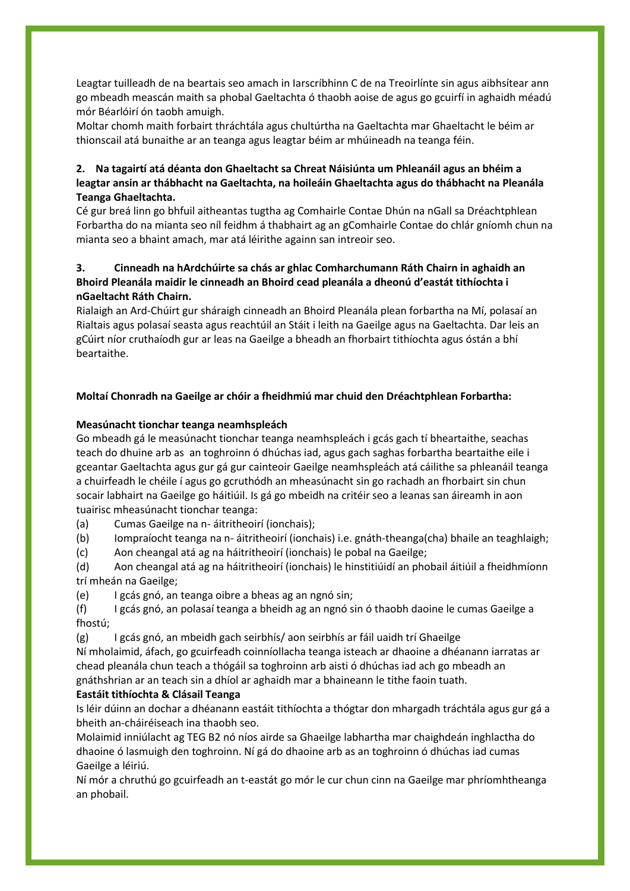Leagtar tuilleadh de na beartais seo amach in Iarscríbhinn C de na Treoirlínte sin agus aibhsítear ann go mbeadh meascán maith sa phobal Gaeltachta ó thaobh aoise de agus go gcuirfí in aghaidh méadú mór Béarlóirí ón taobh amuigh.

Moltar chomh maith forbairt thráchtála agus chultúrtha na Gaeltachta mar Ghaeltacht le béim ar thionscail atá bunaithe ar an teanga agus leagtar béim ar mhúineadh na teanga féin.

**2. Na tagairtí atá déanta don Ghaeltacht sa Chreat Náisiúnta um Phleanáil agus an bhéim a leagtar ansin ar thábhacht na Gaeltachta, na hoileáin Ghaeltachta agus do thábhacht na Pleanála Teanga Ghaeltachta.**

Cé gur breá linn go bhfuil aitheantas tugtha ag Comhairle Contae Dhún na nGall sa Dréachtphlean Forbartha do na mianta seo níl feidhm á thabhairt ag an gComhairle Contae do chlár gníomh chun na mianta seo a bhaint amach, mar atá léirithe againn san intreoir seo.

**3. Cinneadh na hArdchúirte sa chás ar ghlac Comharchumann Ráth Chairn in aghaidh an Bhoird Pleanála maidir le cinneadh an Bhoird cead pleanála a dheonú d'eastát tithíochta i nGaeltacht Ráth Chairn.**

Rialaigh an Ard-Chúirt gur sháraigh cinneadh an Bhoird Pleanála plean forbartha na Mí, polasaí an Rialtais agus polasaí seasta agus reachtúil an Stáit i leith na Gaeilge agus na Gaeltachta. Dar leis an gCúirt níor cruthaíodh gur ar leas na Gaeilge a bheadh an fhorbairt tithíochta agus óstán a bhí beartaithe.

**Moltaí Chonradh na Gaeilge ar chóir a fheidhmiú mar chuid den Dréachtphlean Forbartha:**

**Measúnacht tionchar teanga neamhspleách**

Go mbeadh gá le measúnacht tionchar teanga neamhspleách i gcás gach tí bheartaithe, seachas teach do dhuine arb as an toghroinn ó dhúchas iad, agus gach saghas forbartha beartaithe eile i gceantar Gaeltachta agus gur gá gur cainteoir Gaeilge neamhspleách atá cáilithe sa phleanáil teanga a chuirfeadh le chéile í agus go gcruthódh an mheasúnacht sin go rachadh an fhorbairt sin chun socair labhairt na Gaeilge go háitiúil. Is gá go mbeidh na critéir seo a leanas san áireamh in aon tuairisc mheasúnacht tionchar teanga:

(a) Cumas Gaeilge na n- áitritheoirí (ionchais);
(b) Iompraíocht teanga na n- áitritheoirí (ionchais) i.e. gnáth-theanga(cha) bhaile an teaghlaigh;
(c) Aon cheangal atá ag na háitritheoirí (ionchais) le pobal na Gaeilge;
(d) Aon cheangal atá ag na háitritheoirí (ionchais) le hinstitiúidí an phobail áitiúil a fheidhmíonn trí mheán na Gaeilge;
(e) I gcás gnó, an teanga oibre a bheas ag an ngnó sin;
(f) I gcás gnó, an polasaí teanga a bheidh ag an ngnó sin ó thaobh daoine le cumas Gaeilge a fhostú;
(g) I gcás gnó, an mbeidh gach seirbhís/ aon seirbhís ar fáil uaidh trí Ghaeilge

Ní mholaimid, áfach, go gcuirfeadh coinníollacha teanga isteach ar dhaoine a dhéanann iarratas ar chead pleanála chun teach a thógáil sa toghroinn arb aisti ó dhúchas iad ach go mbeadh an gnáthshrian ar an teach sin a dhíol ar aghaidh mar a bhaineann le tithe faoin tuath.

**Eastáit tithíochta & Clásail Teanga**

Is léir dúinn an dochar a dhéanann eastáit tithíochta a thógtar don mhargadh tráchtála agus gur gá a bheith an-cháiréiseach ina thaobh seo.

Molaimid inniúlacht ag TEG B2 nó níos airde sa Ghaeilge labhartha mar chaighdeán inghlactha do dhaoine ó lasmuigh den toghroinn. Ní gá do dhaoine arb as an toghroinn ó dhúchas iad cumas Gaeilge a léiriú.

Ní mór a chruthú go gcuirfeadh an t-eastát go mór le cur chun cinn na Gaeilge mar phríomhtheanga an phobail.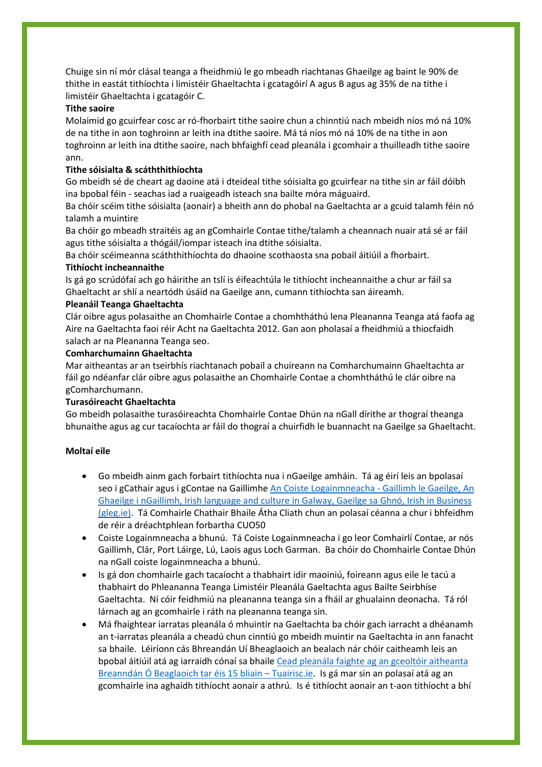Chuige sin ní mór clásal teanga a fheidhmiú le go mbeadh riachtanas Ghaeilge ag baint le 90% de thithe in eastát tithíochta i limistéir Ghaeltachta i gcatagóirí A agus B agus ag 35% de na tithe i limistéir Ghaeltachta i gcatagóir C.

**Tithe saoire**

Molaimid go gcuirfear cosc ar ró-fhorbairt tithe saoire chun a chinntiú nach mbeidh níos mó ná 10% de na tithe in aon toghroinn ar leith ina dtithe saoire. Má tá níos mó ná 10% de na tithe in aon toghroinn ar leith ina dtithe saoire, nach bhfaighfí cead pleanála i gcomhair a thuilleadh tithe saoire ann.

**Tithe sóisialta & scáththithíochta**

Go mbeidh sé de cheart ag daoine atá i dteideal tithe sóisialta go gcuirfear na tithe sin ar fáil dóibh ina bpobal féin - seachas iad a ruaigeadh isteach sna bailte móra máguaird.

Ba chóir scéim tithe sóisialta (aonair) a bheith ann do phobal na Gaeltachta ar a gcuid talamh féin nó talamh a muintire

Ba chóir go mbeadh straitéis ag an gComhairle Contae tithe/talamh a cheannach nuair atá sé ar fáil agus tithe sóisialta a thógáil/iompar isteach ina dtithe sóisialta.

Ba chóir scéimeanna scáththithíochta do dhaoine scothaosta sna pobail áitiúil a fhorbairt.

**Tithíocht incheannaithe**

Is gá go scrúdófaí ach go háirithe an tslí is éifeachtúla le tithíocht incheannaithe a chur ar fáil sa Ghaeltacht ar shlí a neartódh úsáid na Gaeilge ann, cumann tithíochta san áireamh.

**Pleanáil Teanga Ghaeltachta**

Clár oibre agus polasaithe an Chomhairle Contae a chomhtháthú lena Pleananna Teanga atá faofa ag Aire na Gaeltachta faoi réir Acht na Gaeltachta 2012. Gan aon pholasaí a fheidhmiú a thiocfaidh salach ar na Pleananna Teanga seo.

**Comharchumainn Ghaeltachta**

Mar aitheantas ar an tseirbhís riachtanach pobail a chuireann na Comharchumainn Ghaeltachta ar fáil go ndéanfar clár oibre agus polasaithe an Chomhairle Contae a chomhtháthú le clár oibre na gComharchumann.

**Turasóireacht Ghaeltachta**

Go mbeidh polasaithe turasóireachta Chomhairle Contae Dhún na nGall dírithe ar thograí theanga bhunaithe agus ag cur tacaíochta ar fáil do thograí a chuirfidh le buannacht na Gaeilge sa Ghaeltacht.

**Moltaí eile**

- Go mbeidh ainm gach forbairt tithíochta nua i nGaeilge amháin. Tá ag éirí leis an bpolasaí seo i gCathair agus i gContae na Gaillimhe An Coiste Logainmneacha - Gaillimh le Gaeilge, An Ghaeilge i nGaillimh, Irish language and culture in Galway, Gaeilge sa Ghnó, Irish in Business (gleg.ie). Tá Comhairle Chathair Bhaile Átha Cliath chun an polasaí céanna a chur i bhfeidhm de réir a dhréachtphlean forbartha CUO50
- Coiste Logainmneacha a bhunú. Tá Coiste Logainmneacha i go leor Comhairlí Contae, ar nós Gaillimh, Clár, Port Láirge, Lú, Laois agus Loch Garman. Ba chóir do Chomhairle Contae Dhún na nGall coiste logainmneacha a bhunú.
- Is gá don chomhairle gach tacaíocht a thabhairt idir maoiniú, foireann agus eile le tacú a thabhairt do Phleananna Teanga Limistéir Pleanála Gaeltachta agus Bailte Seirbhíse Gaeltachta. Ní cóir feidhmiú na pleananna teanga sin a fháil ar ghualainn deonacha. Tá ról lárnach ag an gcomhairle i ráth na pleananna teanga sin.
- Má fhaightear iarratas pleanála ó mhuintir na Gaeltachta ba chóir gach iarracht a dhéanamh an t-iarratas pleanála a cheadú chun cinntiú go mbeidh muintir na Gaeltachta in ann fanacht sa bhaile. Léiríonn cás Bhreandán Uí Bheaglaoich an bealach nár chóir caitheamh leis an bpobal áitiúil atá ag iarraidh cónaí sa bhaile Cead pleanála faighte ag an gceoltóir aitheanta Breanndán Ó Beaglaoich tar éis 15 bliain – Tuairisc.ie. Is gá mar sin an polasaí atá ag an gcomhairle ina aghaidh tithíocht aonair a athrú. Is é tithíocht aonair an t-aon tithíocht a bhí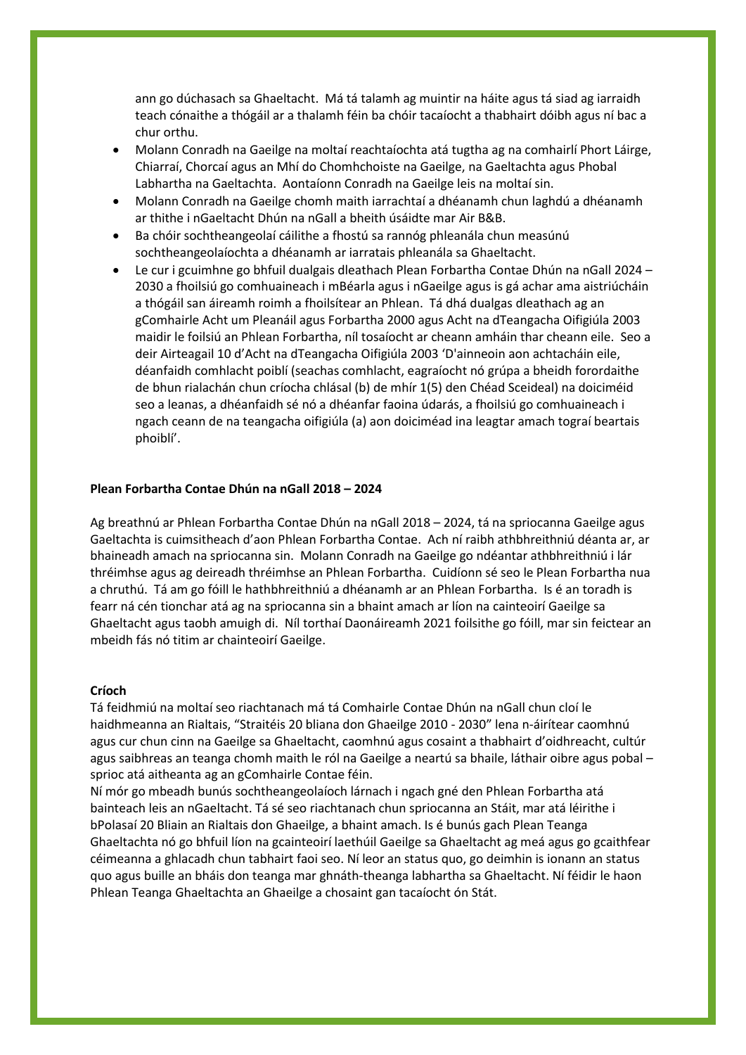ann go dúchasach sa Ghaeltacht. Má tá talamh ag muintir na háite agus tá siad ag iarraidh teach cónaithe a thógáil ar a thalamh féin ba chóir tacaíocht a thabhairt dóibh agus ní bac a chur orthu.

- Molann Conradh na Gaeilge na moltaí reachtaíochta atá tugtha ag na comhairlí Phort Láirge, Chiarraí, Chorcaí agus an Mhí do Chomhchoiste na Gaeilge, na Gaeltachta agus Phobal Labhartha na Gaeltachta. Aontaíonn Conradh na Gaeilge leis na moltaí sin.
- Molann Conradh na Gaeilge chomh maith iarrachtaí a dhéanamh chun laghdú a dhéanamh ar thithe i nGaeltacht Dhún na nGall a bheith úsáidte mar Air B&B.
- Ba chóir sochtheangeolaí cáilithe a fhostú sa rannóg phleanála chun measúnú sochtheangeolaíochta a dhéanamh ar iarratais phleanála sa Ghaeltacht.
- Le cur i gcuimhne go bhfuil dualgais dleathach Plean Forbartha Contae Dhún na nGall 2024 – 2030 a fhoilsiú go comhuaineach i mBéarla agus i nGaeilge agus is gá achar ama aistriúcháin a thógáil san áireamh roimh a fhoilsítear an Phlean. Tá dhá dualgas dleathach ag an gComhairle Acht um Pleanáil agus Forbartha 2000 agus Acht na dTeangacha Oifigiúla 2003 maidir le foilsiú an Phlean Forbartha, níl tosaíocht ar cheann amháin thar cheann eile. Seo a deir Airteagail 10 d'Acht na dTeangacha Oifigiúla 2003 'D'ainneoin aon achtacháin eile, déanfaidh comhlacht poiblí (seachas comhlacht, eagraíocht nó grúpa a bheidh forordaithe de bhun rialachán chun críocha chlásal (b) de mhír 1(5) den Chéad Sceideal) na doiciméid seo a leanas, a dhéanfaidh sé nó a dhéanfar faoina údarás, a fhoilsiú go comhuaineach i ngach ceann de na teangacha oifigiúla (a) aon doiciméad ina leagtar amach tograí beartais phoiblí'.

**Plean Forbartha Contae Dhún na nGall 2018 – 2024**

Ag breathnú ar Phlean Forbartha Contae Dhún na nGall 2018 – 2024, tá na spriocanna Gaeilge agus Gaeltachta is cuimsitheach d'aon Phlean Forbartha Contae. Ach ní raibh athbhreithniú déanta ar, ar bhaineadh amach na spriocanna sin. Molann Conradh na Gaeilge go ndéantar athbhreithniú i lár thréimhse agus ag deireadh thréimhse an Phlean Forbartha. Cuidíonn sé seo le Plean Forbartha nua a chruthú. Tá am go fóill le hathbhreithniú a dhéanamh ar an Phlean Forbartha. Is é an toradh is fearr ná cén tionchar atá ag na spriocanna sin a bhaint amach ar líon na cainteoirí Gaeilge sa Ghaeltacht agus taobh amuigh di. Níl torthaí Daonáireamh 2021 foilsithe go fóill, mar sin feictear an mbeidh fás nó titim ar chainteoirí Gaeilge.

**Críoch**

Tá feidhmiú na moltaí seo riachtanach má tá Comhairle Contae Dhún na nGall chun cloí le haidhmeanna an Rialtais, "Straitéis 20 bliana don Ghaeilge 2010 - 2030" lena n-áirítear caomhnú agus cur chun cinn na Gaeilge sa Ghaeltacht, caomhnú agus cosaint a thabhairt d'oidhreacht, cultúr agus saibhreas an teanga chomh maith le ról na Gaeilge a neartú sa bhaile, láthair oibre agus pobal – sprioc atá aitheanta ag an gComhairle Contae féin.

Ní mór go mbeadh bunús sochtheangeolaíoch lárnach i ngach gné den Phlean Forbartha atá bainteach leis an nGaeltacht. Tá sé seo riachtanach chun spriocanna an Stáit, mar atá léirithe i bPolasaí 20 Bliain an Rialtais don Ghaeilge, a bhaint amach. Is é bunús gach Plean Teanga Ghaeltachta nó go bhfuil líon na gcainteoirí laethúil Gaeilge sa Ghaeltacht ag meá agus go gcaithfear céimeanna a ghlacadh chun tabhairt faoi seo. Ní leor an status quo, go deimhin is ionann an status quo agus buille an bháis don teanga mar ghnáth-theanga labhartha sa Ghaeltacht. Ní féidir le haon Phlean Teanga Ghaeltachta an Ghaeilge a chosaint gan tacaíocht ón Stát.